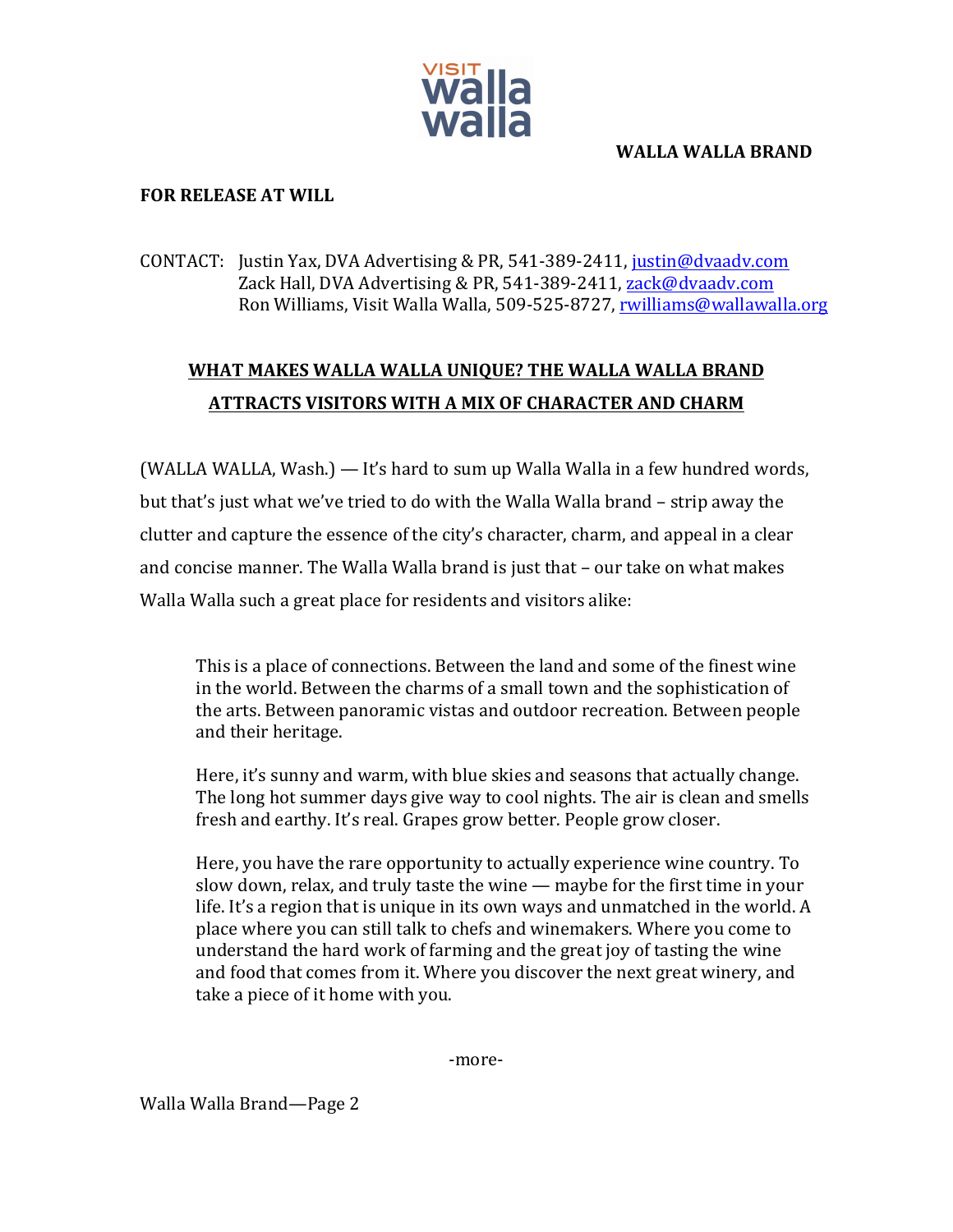VISIT walla walla

**WALLA WALLA BRAND**

**FOR RELEASE AT WILL**

CONTACT: Justin Yax, DVA Advertising & PR, 541-389-2411, justin@dvaadv.com
Zack Hall, DVA Advertising & PR, 541-389-2411, zack@dvaadv.com
Ron Williams, Visit Walla Walla, 509-525-8727, rwilliams@wallawalla.org

## WHAT MAKES WALLA WALLA UNIQUE? THE WALLA WALLA BRAND ATTRACTS VISITORS WITH A MIX OF CHARACTER AND CHARM

(WALLA WALLA, Wash.) — It's hard to sum up Walla Walla in a few hundred words, but that's just what we've tried to do with the Walla Walla brand – strip away the clutter and capture the essence of the city's character, charm, and appeal in a clear and concise manner. The Walla Walla brand is just that – our take on what makes Walla Walla such a great place for residents and visitors alike:

> This is a place of connections. Between the land and some of the finest wine in the world. Between the charms of a small town and the sophistication of the arts. Between panoramic vistas and outdoor recreation. Between people and their heritage.
>
> Here, it's sunny and warm, with blue skies and seasons that actually change. The long hot summer days give way to cool nights. The air is clean and smells fresh and earthy. It's real. Grapes grow better. People grow closer.
>
> Here, you have the rare opportunity to actually experience wine country. To slow down, relax, and truly taste the wine — maybe for the first time in your life. It's a region that is unique in its own ways and unmatched in the world. A place where you can still talk to chefs and winemakers. Where you come to understand the hard work of farming and the great joy of tasting the wine and food that comes from it. Where you discover the next great winery, and take a piece of it home with you.

-more-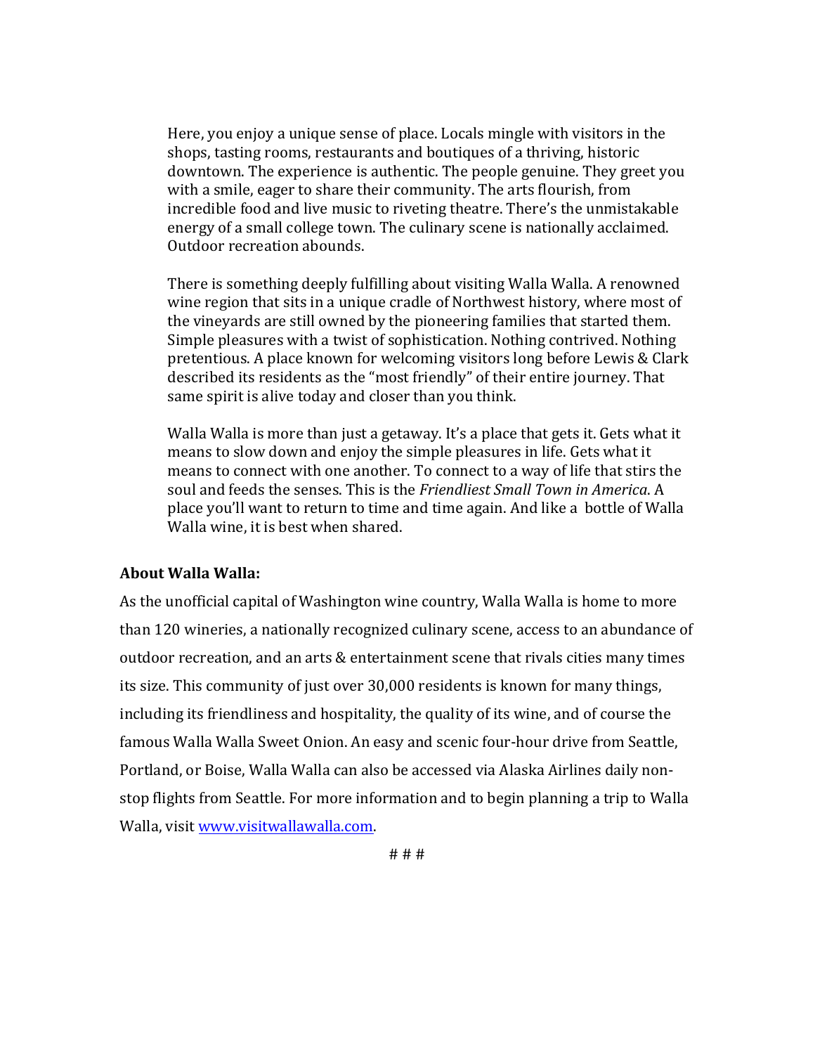Here, you enjoy a unique sense of place. Locals mingle with visitors in the shops, tasting rooms, restaurants and boutiques of a thriving, historic downtown. The experience is authentic. The people genuine. They greet you with a smile, eager to share their community. The arts flourish, from incredible food and live music to riveting theatre. There's the unmistakable energy of a small college town. The culinary scene is nationally acclaimed. Outdoor recreation abounds.

There is something deeply fulfilling about visiting Walla Walla. A renowned wine region that sits in a unique cradle of Northwest history, where most of the vineyards are still owned by the pioneering families that started them. Simple pleasures with a twist of sophistication. Nothing contrived. Nothing pretentious. A place known for welcoming visitors long before Lewis & Clark described its residents as the "most friendly" of their entire journey. That same spirit is alive today and closer than you think.

Walla Walla is more than just a getaway. It's a place that gets it. Gets what it means to slow down and enjoy the simple pleasures in life. Gets what it means to connect with one another. To connect to a way of life that stirs the soul and feeds the senses. This is the *Friendliest Small Town in America*. A place you'll want to return to time and time again. And like a bottle of Walla Walla wine, it is best when shared.

**About Walla Walla:**

As the unofficial capital of Washington wine country, Walla Walla is home to more than 120 wineries, a nationally recognized culinary scene, access to an abundance of outdoor recreation, and an arts & entertainment scene that rivals cities many times its size. This community of just over 30,000 residents is known for many things, including its friendliness and hospitality, the quality of its wine, and of course the famous Walla Walla Sweet Onion. An easy and scenic four-hour drive from Seattle, Portland, or Boise, Walla Walla can also be accessed via Alaska Airlines daily non-stop flights from Seattle. For more information and to begin planning a trip to Walla Walla, visit www.visitwallawalla.com.

# # #